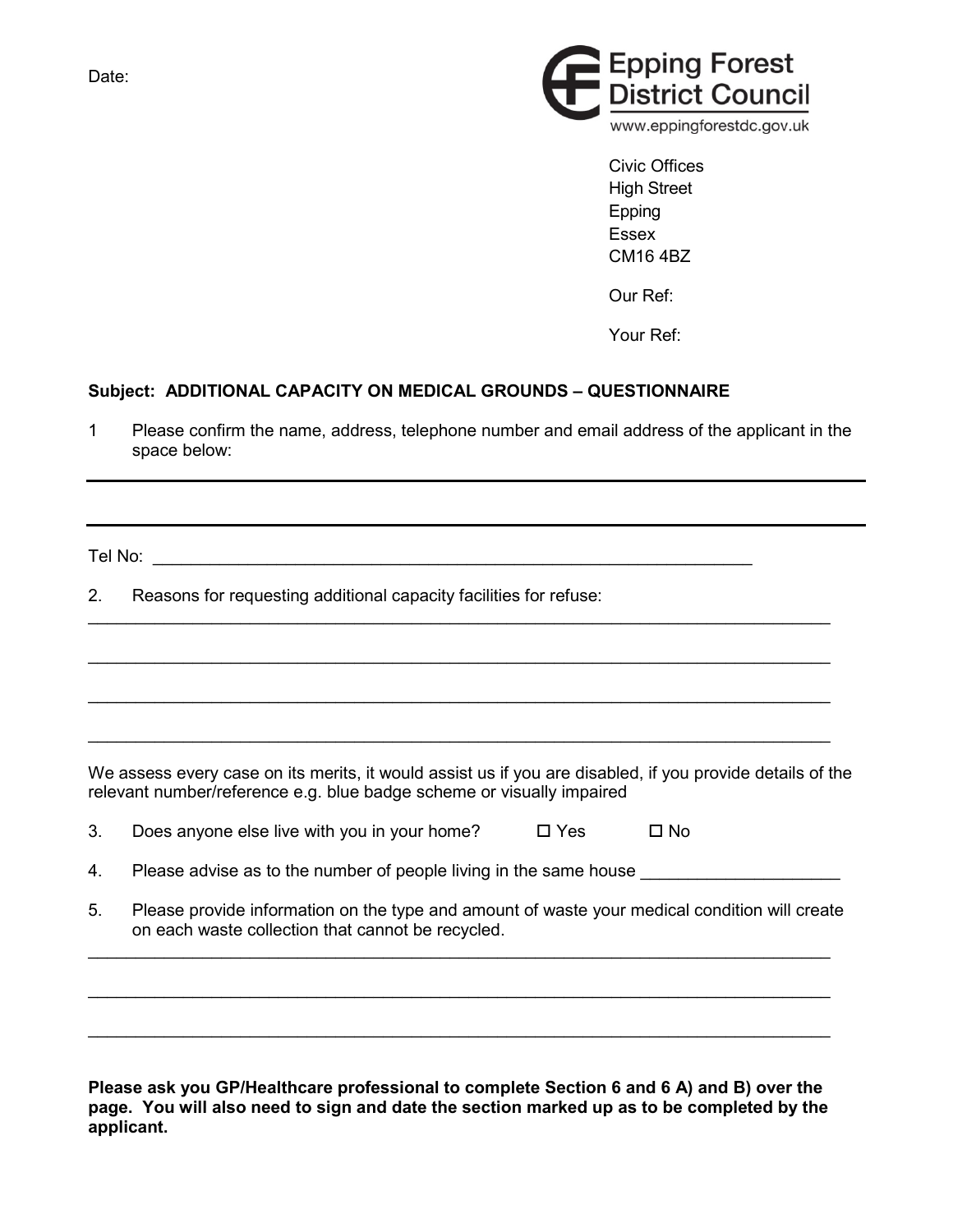Date:

**Epping Forest District Council**
www.eppingforestdc.gov.uk

Civic Offices
High Street
Epping
Essex
CM16 4BZ

Our Ref:

Your Ref:

**Subject: ADDITIONAL CAPACITY ON MEDICAL GROUNDS – QUESTIONNAIRE**

1 Please confirm the name, address, telephone number and email address of the applicant in the space below:

---

---

Tel No: ________________________________________________________________

2. Reasons for requesting additional capacity facilities for refuse:

________________________________________________________________________________

________________________________________________________________________________

________________________________________________________________________________

________________________________________________________________________________

We assess every case on its merits, it would assist us if you are disabled, if you provide details of the relevant number/reference e.g. blue badge scheme or visually impaired

3. Does anyone else live with you in your home? ☐ Yes ☐ No

4. Please advise as to the number of people living in the same house ____________________

5. Please provide information on the type and amount of waste your medical condition will create on each waste collection that cannot be recycled.

________________________________________________________________________________

________________________________________________________________________________

________________________________________________________________________________

**Please ask you GP/Healthcare professional to complete Section 6 and 6 A) and B) over the page. You will also need to sign and date the section marked up as to be completed by the applicant.**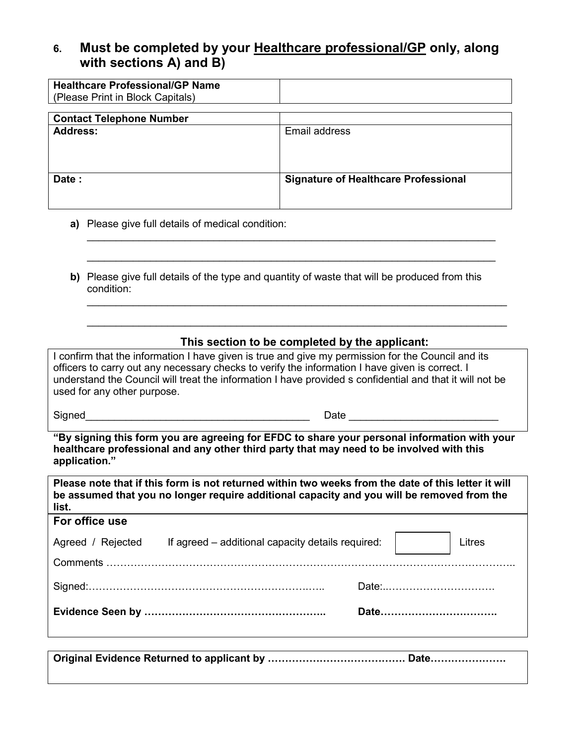## 6. Must be completed by your Healthcare professional/GP only, along with sections A) and B)

| | |
|---|---|
| **Healthcare Professional/GP Name** (Please Print in Block Capitals) | |

| | |
|---|---|
| **Contact Telephone Number** | |
| **Address:** | Email address |
| **Date :** | **Signature of Healthcare Professional** |

**a)** Please give full details of medical condition:

______________________________________________________________________________

______________________________________________________________________________

**b)** Please give full details of the type and quantity of waste that will be produced from this condition:

______________________________________________________________________________

______________________________________________________________________________

### This section to be completed by the applicant:

I confirm that the information I have given is true and give my permission for the Council and its officers to carry out any necessary checks to verify the information I have given is correct. I understand the Council will treat the information I have provided s confidential and that it will not be used for any other purpose.

Signed________________________________________ Date __________________________

**"By signing this form you are agreeing for EFDC to share your personal information with your healthcare professional and any other third party that may need to be involved with this application."**

**Please note that if this form is not returned within two weeks from the date of this letter it will be assumed that you no longer require additional capacity and you will be removed from the list.**

**For office use**

Agreed / Rejected     If agreed – additional capacity details required: [          ] Litres

Comments ……………………………………………………………………………………………………..

Signed:…………………………………………………………….. Date:..……………………………

**Evidence Seen by …………………………………………….. Date…………………………….**

**Original Evidence Returned to applicant by …………………………………. Date………………….**